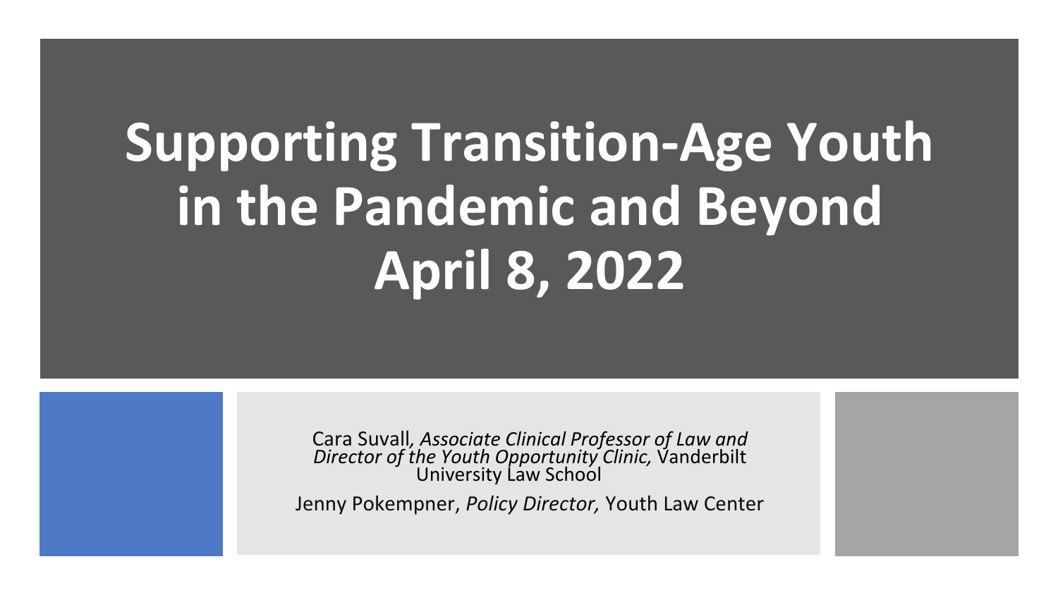# Supporting Transition-Age Youth in the Pandemic and Beyond
# April 8, 2022

Cara Suvall, *Associate Clinical Professor of Law and Director of the Youth Opportunity Clinic,* Vanderbilt University Law School

Jenny Pokempner, *Policy Director,* Youth Law Center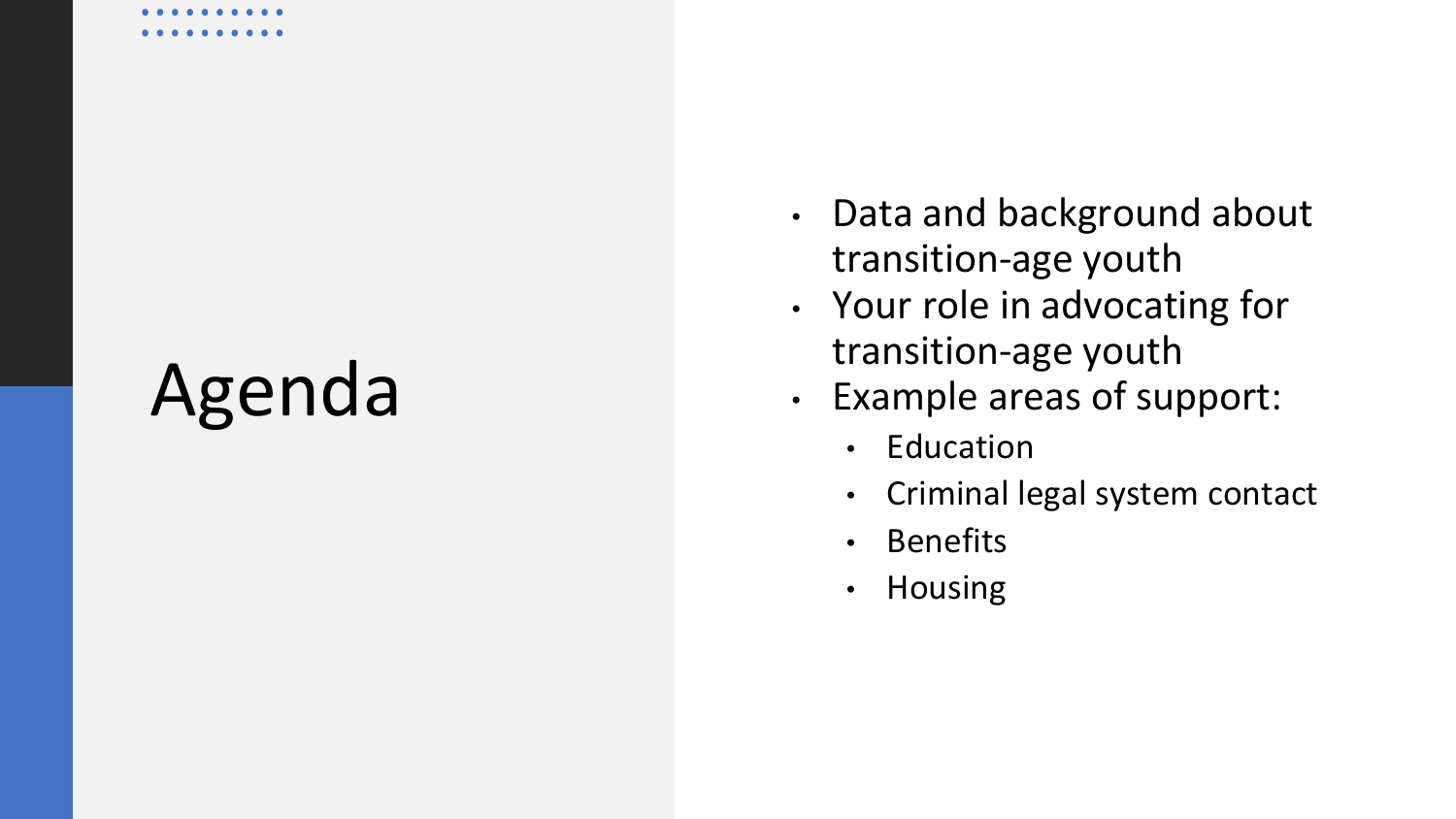# Agenda

- Data and background about transition-age youth
- Your role in advocating for transition-age youth
- Example areas of support:
  - Education
  - Criminal legal system contact
  - Benefits
  - Housing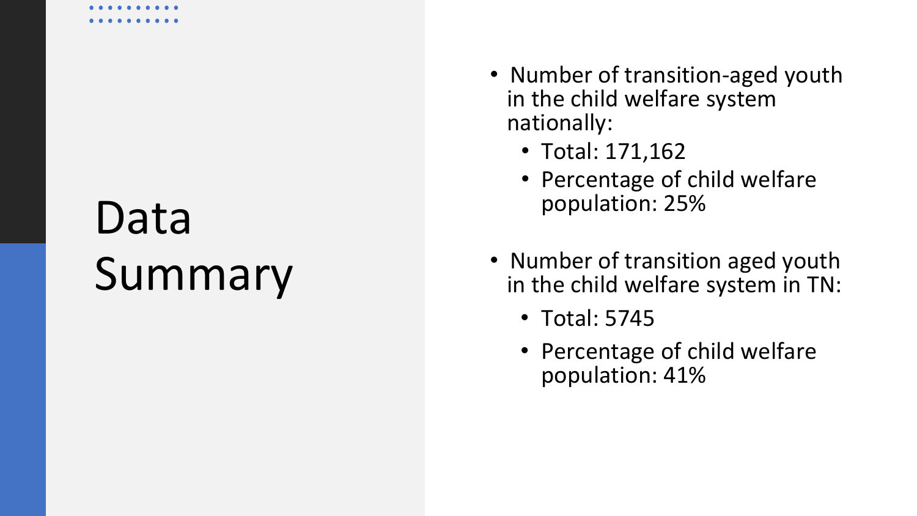# Data Summary

- Number of transition-aged youth in the child welfare system nationally:
  - Total: 171,162
  - Percentage of child welfare population: 25%

- Number of transition aged youth in the child welfare system in TN:
  - Total: 5745
  - Percentage of child welfare population: 41%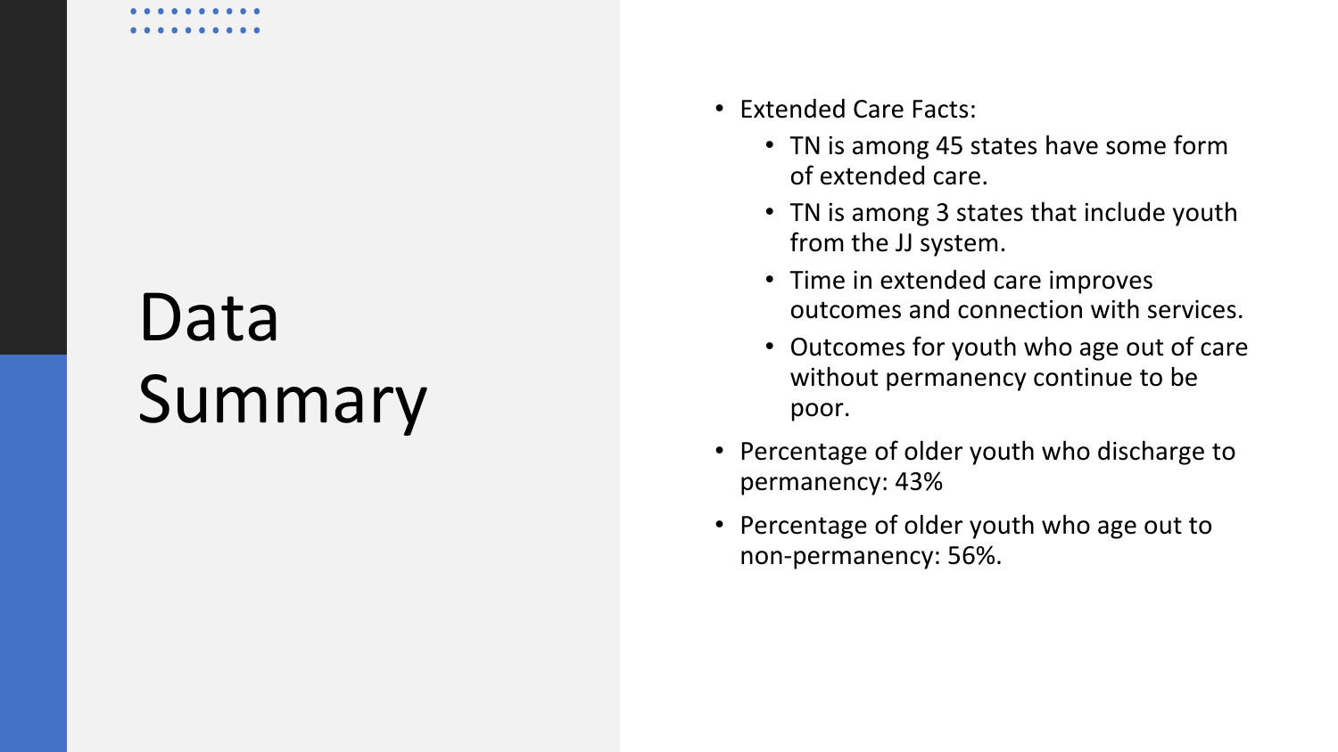# Data Summary

- Extended Care Facts:
  - TN is among 45 states have some form of extended care.
  - TN is among 3 states that include youth from the JJ system.
  - Time in extended care improves outcomes and connection with services.
  - Outcomes for youth who age out of care without permanency continue to be poor.
- Percentage of older youth who discharge to permanency: 43%
- Percentage of older youth who age out to non-permanency: 56%.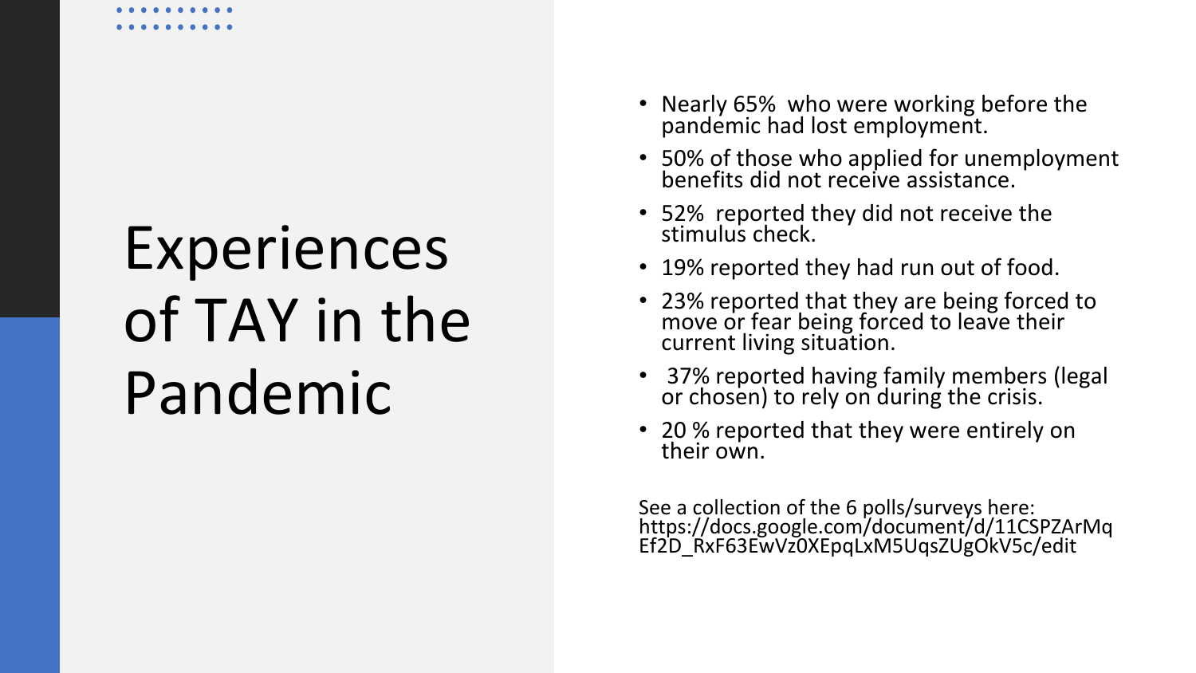# Experiences of TAY in the Pandemic

- Nearly 65% who were working before the pandemic had lost employment.
- 50% of those who applied for unemployment benefits did not receive assistance.
- 52% reported they did not receive the stimulus check.
- 19% reported they had run out of food.
- 23% reported that they are being forced to move or fear being forced to leave their current living situation.
- 37% reported having family members (legal or chosen) to rely on during the crisis.
- 20 % reported that they were entirely on their own.

See a collection of the 6 polls/surveys here: https://docs.google.com/document/d/11CSPZArMqEf2D_RxF63EwVz0XEpqLxM5UqsZUgOkV5c/edit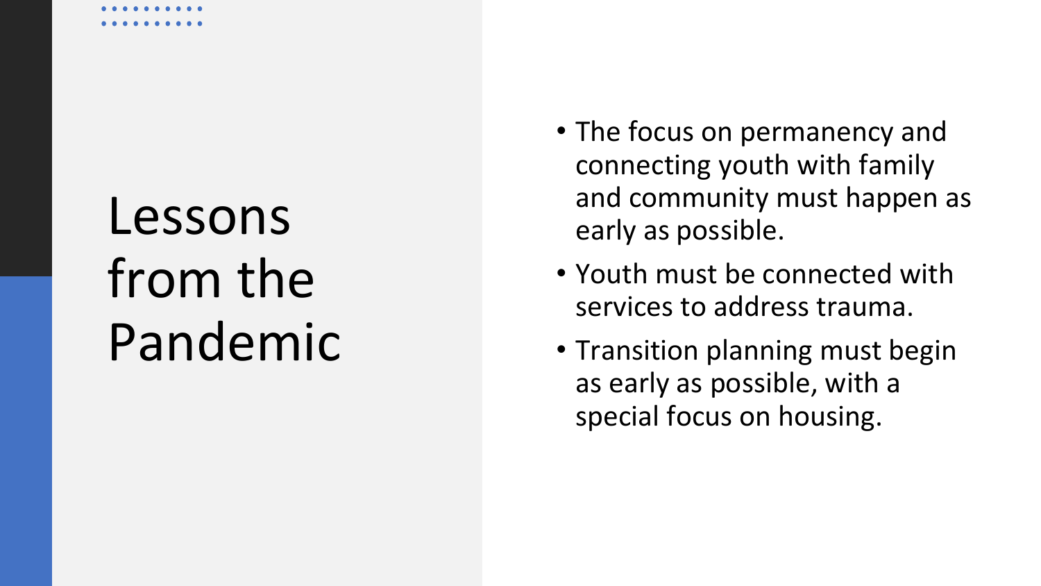# Lessons from the Pandemic

- The focus on permanency and connecting youth with family and community must happen as early as possible.
- Youth must be connected with services to address trauma.
- Transition planning must begin as early as possible, with a special focus on housing.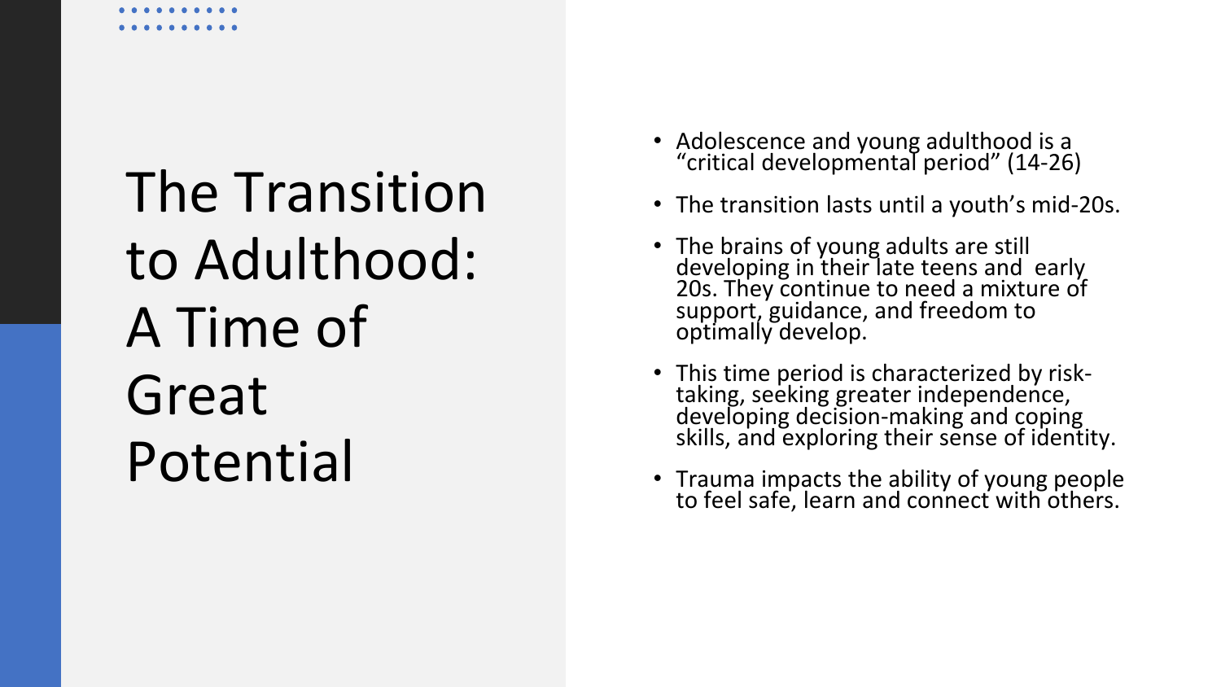# The Transition to Adulthood: A Time of Great Potential

- Adolescence and young adulthood is a "critical developmental period" (14-26)
- The transition lasts until a youth's mid-20s.
- The brains of young adults are still developing in their late teens and early 20s. They continue to need a mixture of support, guidance, and freedom to optimally develop.
- This time period is characterized by risk-taking, seeking greater independence, developing decision-making and coping skills, and exploring their sense of identity.
- Trauma impacts the ability of young people to feel safe, learn and connect with others.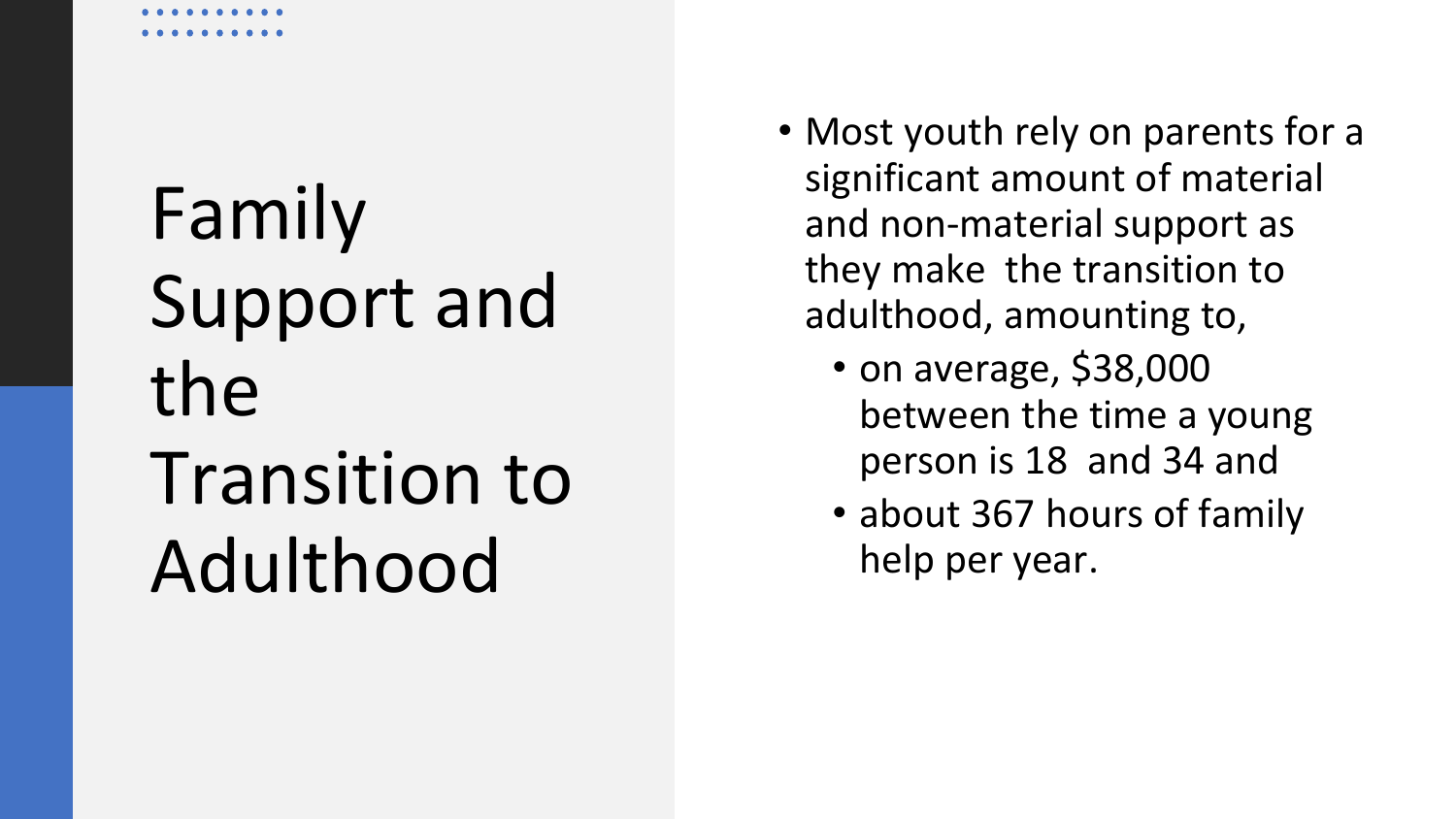# Family Support and the Transition to Adulthood

- Most youth rely on parents for a significant amount of material and non-material support as they make the transition to adulthood, amounting to,
  - on average, $38,000 between the time a young person is 18 and 34 and
  - about 367 hours of family help per year.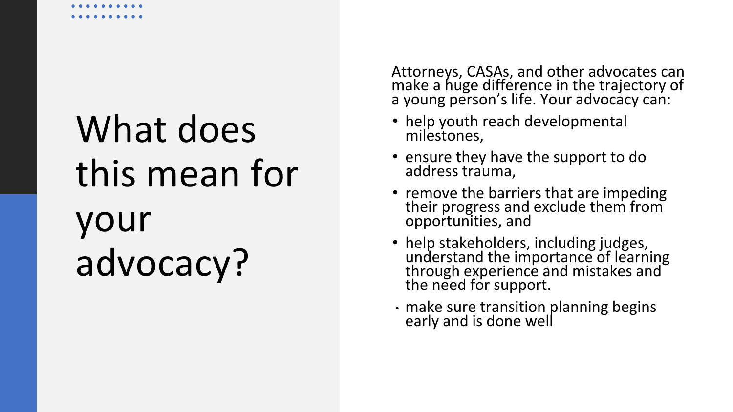# What does this mean for your advocacy?

Attorneys, CASAs, and other advocates can make a huge difference in the trajectory of a young person's life. Your advocacy can:

- help youth reach developmental milestones,
- ensure they have the support to do address trauma,
- remove the barriers that are impeding their progress and exclude them from opportunities, and
- help stakeholders, including judges, understand the importance of learning through experience and mistakes and the need for support.
- make sure transition planning begins early and is done well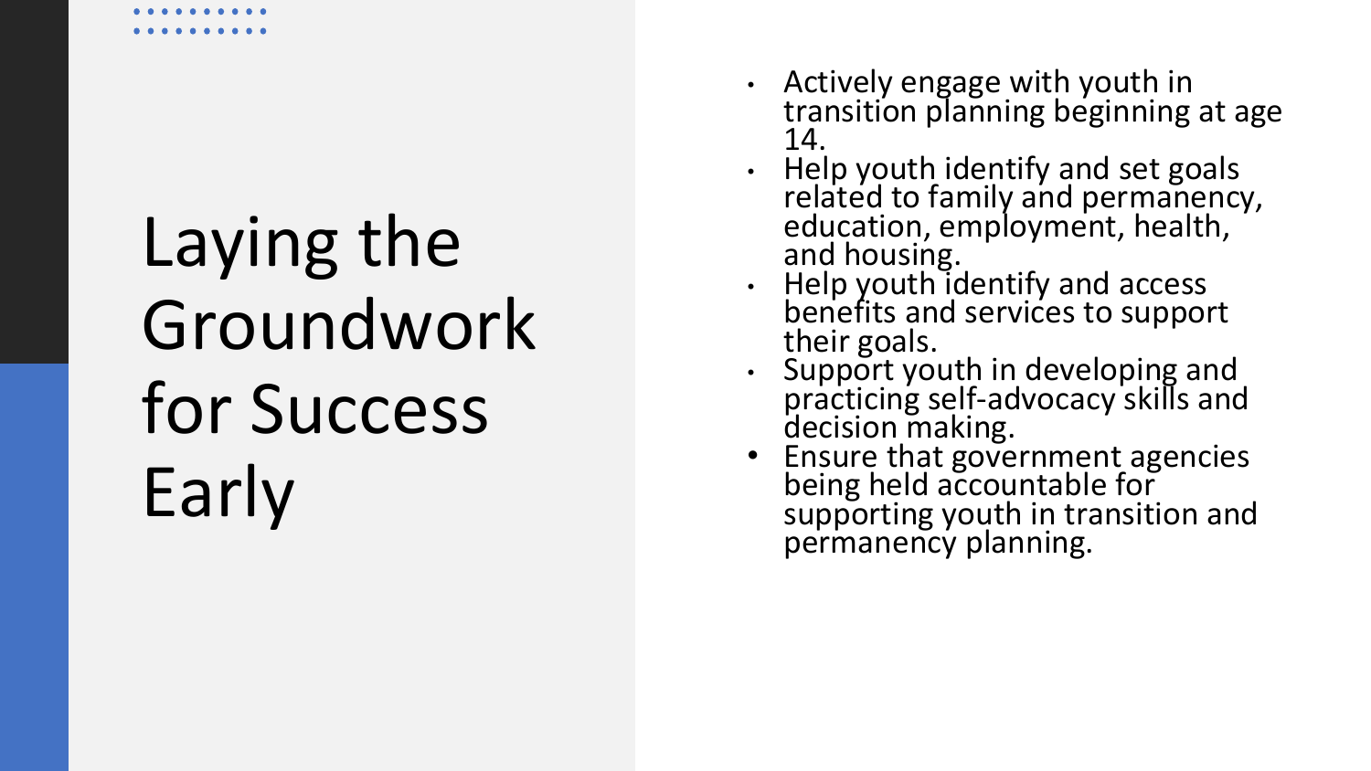# Laying the Groundwork for Success Early

- Actively engage with youth in transition planning beginning at age 14.
- Help youth identify and set goals related to family and permanency, education, employment, health, and housing.
- Help youth identify and access benefits and services to support their goals.
- Support youth in developing and practicing self-advocacy skills and decision making.
- Ensure that government agencies being held accountable for supporting youth in transition and permanency planning.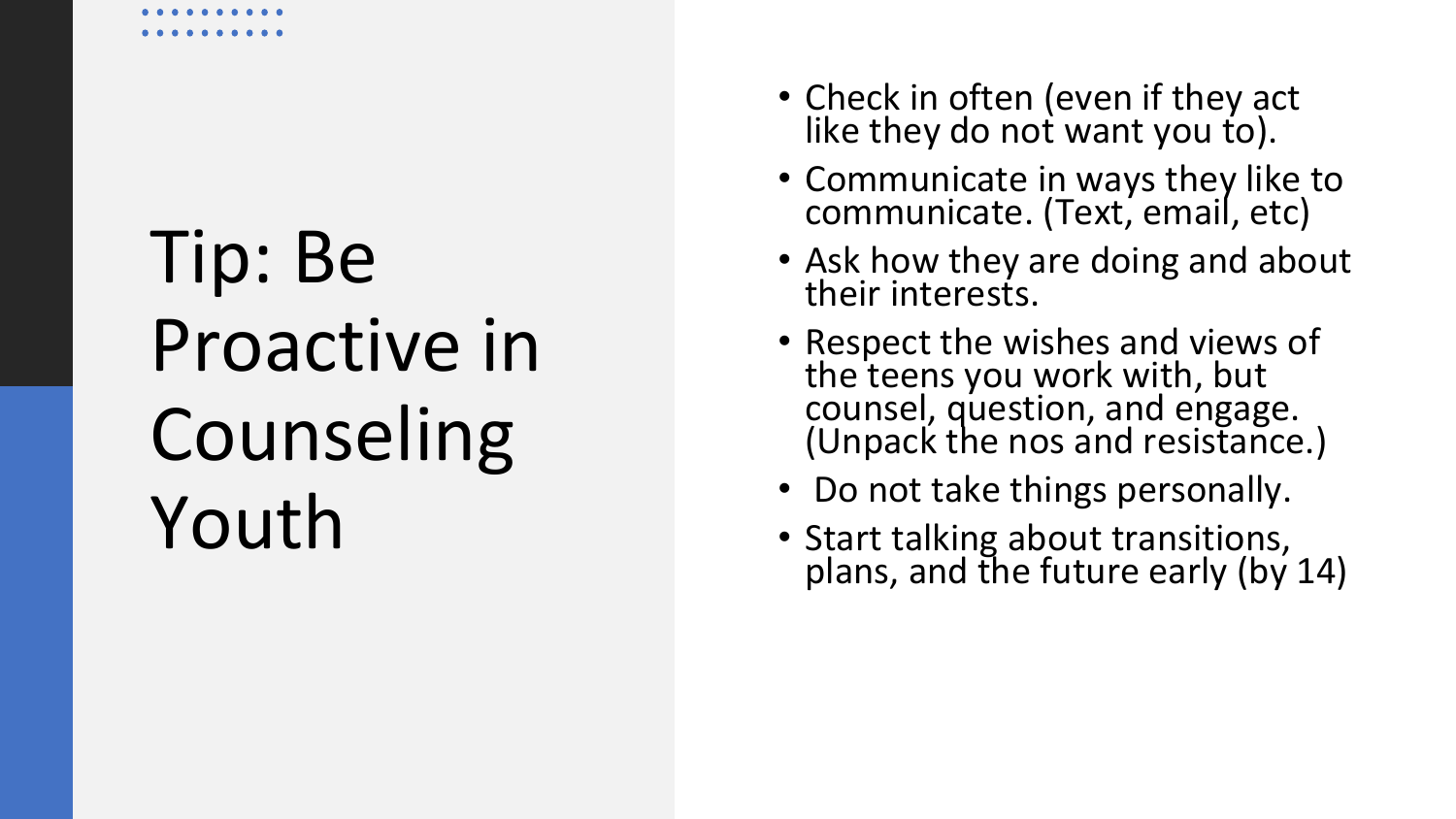# Tip: Be Proactive in Counseling Youth

- Check in often (even if they act like they do not want you to).
- Communicate in ways they like to communicate. (Text, email, etc)
- Ask how they are doing and about their interests.
- Respect the wishes and views of the teens you work with, but counsel, question, and engage. (Unpack the nos and resistance.)
- Do not take things personally.
- Start talking about transitions, plans, and the future early (by 14)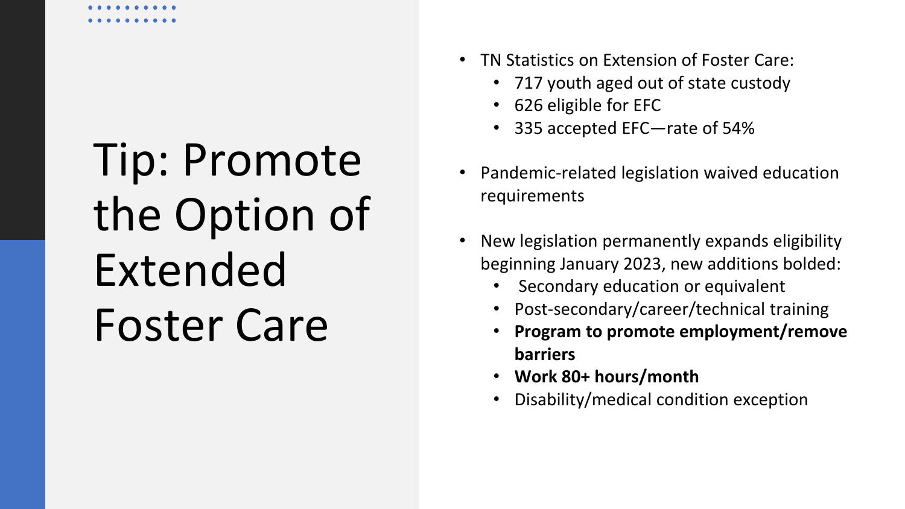# Tip: Promote the Option of Extended Foster Care

- TN Statistics on Extension of Foster Care:
  - 717 youth aged out of state custody
  - 626 eligible for EFC
  - 335 accepted EFC—rate of 54%
- Pandemic-related legislation waived education requirements
- New legislation permanently expands eligibility beginning January 2023, new additions bolded:
  - Secondary education or equivalent
  - Post-secondary/career/technical training
  - **Program to promote employment/remove barriers**
  - **Work 80+ hours/month**
  - Disability/medical condition exception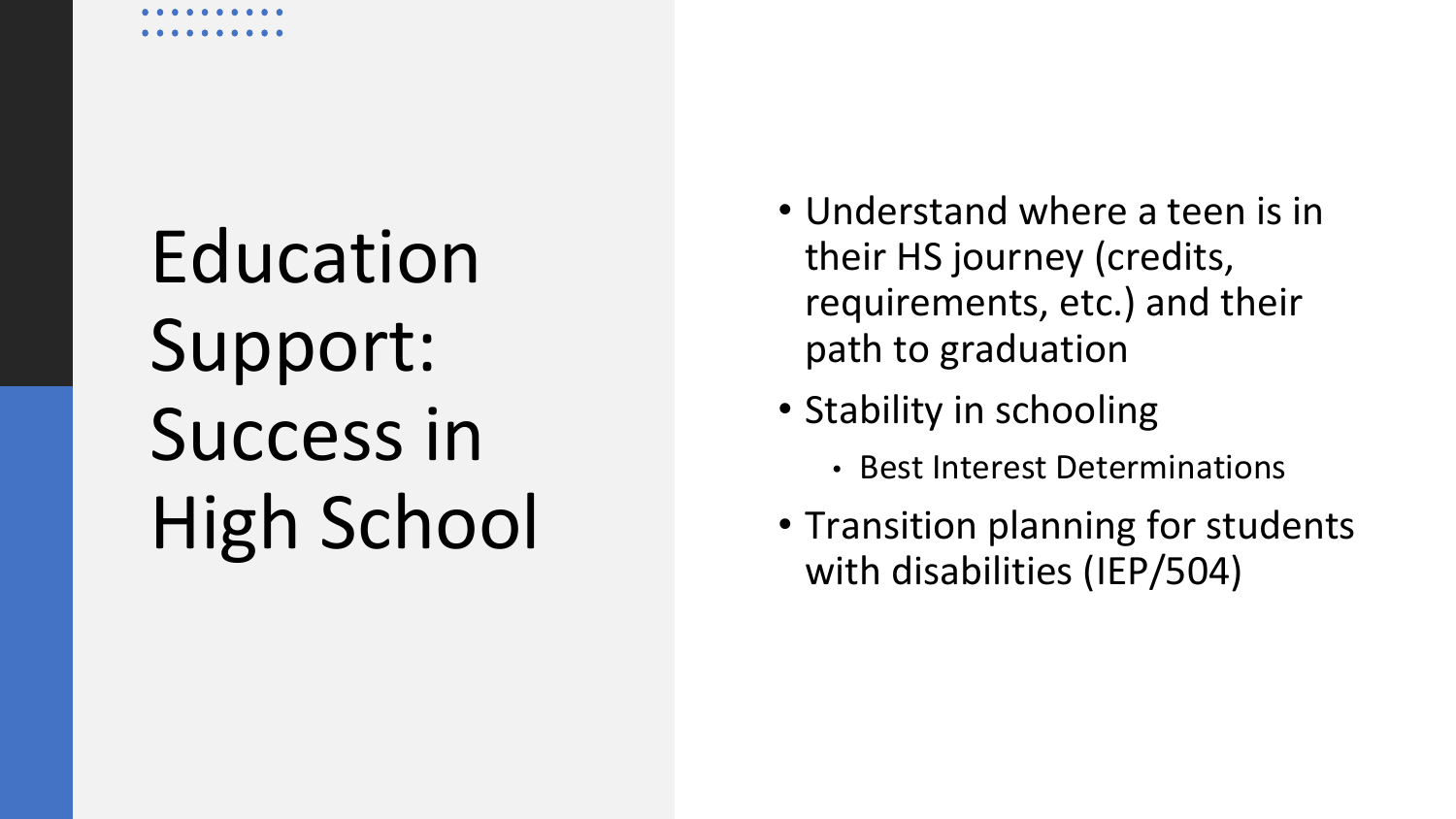# Education Support: Success in High School

- Understand where a teen is in their HS journey (credits, requirements, etc.) and their path to graduation
- Stability in schooling
  - Best Interest Determinations
- Transition planning for students with disabilities (IEP/504)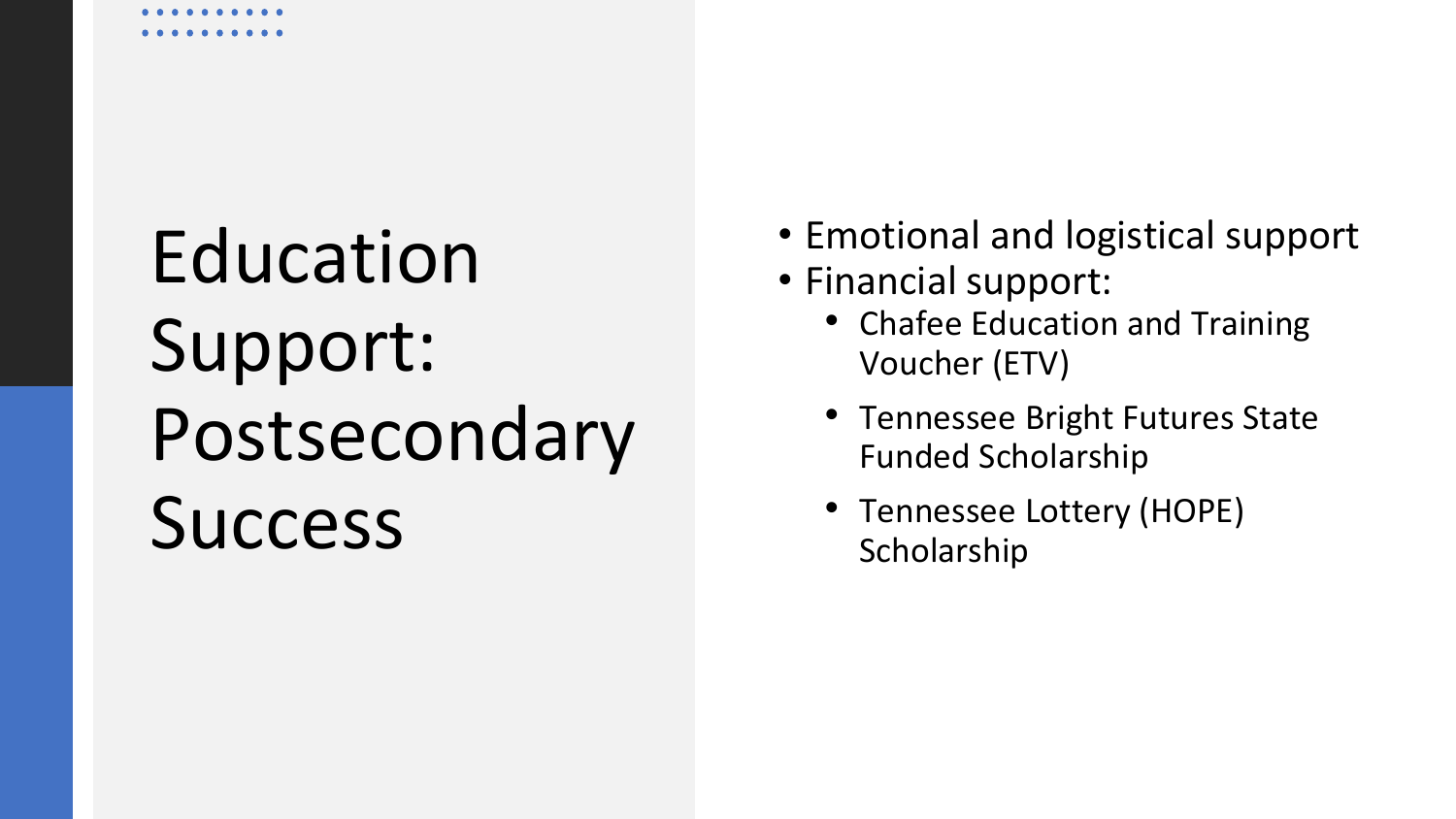# Education Support: Postsecondary Success

- Emotional and logistical support
- Financial support:
  - Chafee Education and Training Voucher (ETV)
  - Tennessee Bright Futures State Funded Scholarship
  - Tennessee Lottery (HOPE) Scholarship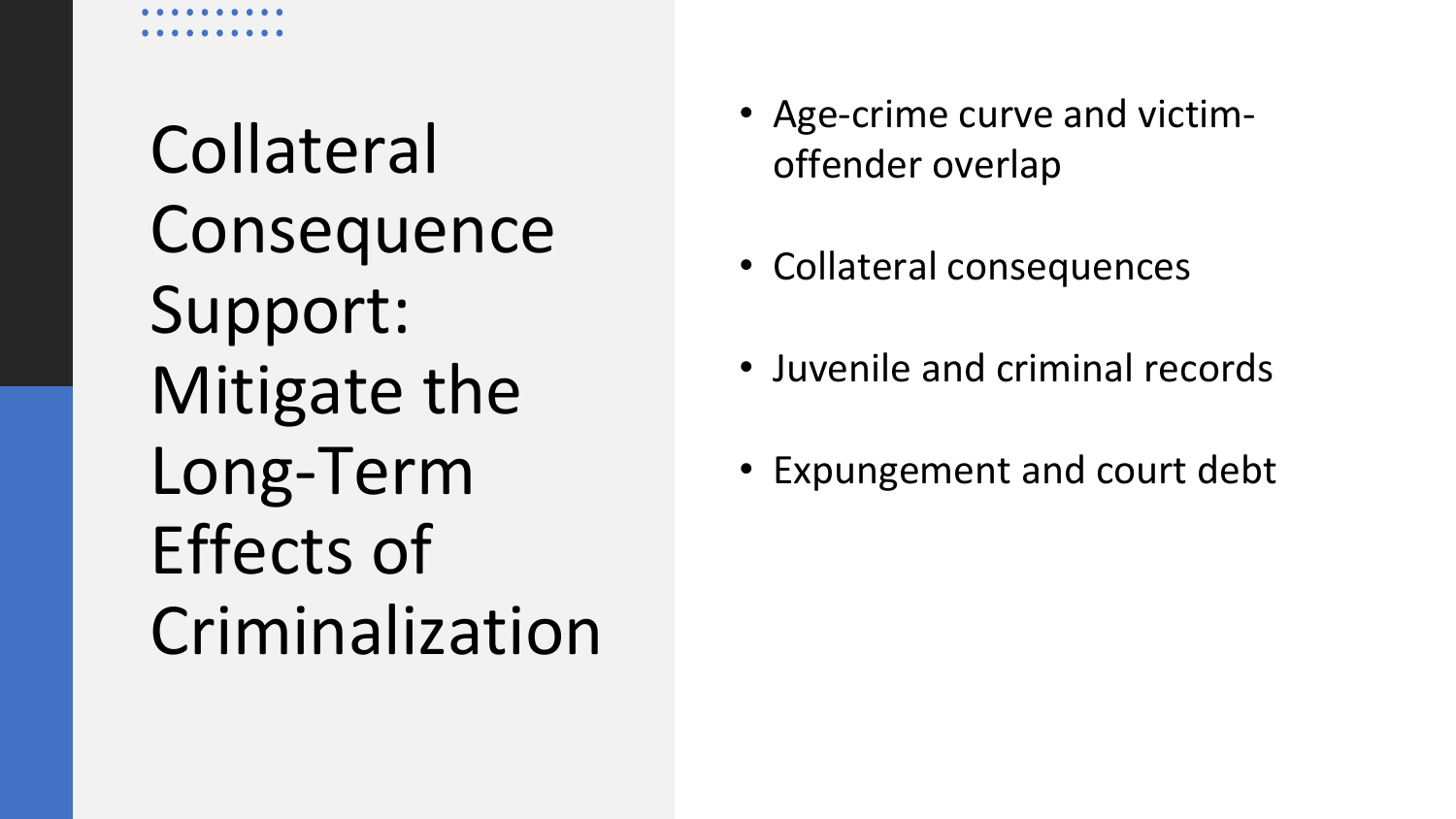# Collateral Consequence Support: Mitigate the Long-Term Effects of Criminalization

- Age-crime curve and victim-offender overlap
- Collateral consequences
- Juvenile and criminal records
- Expungement and court debt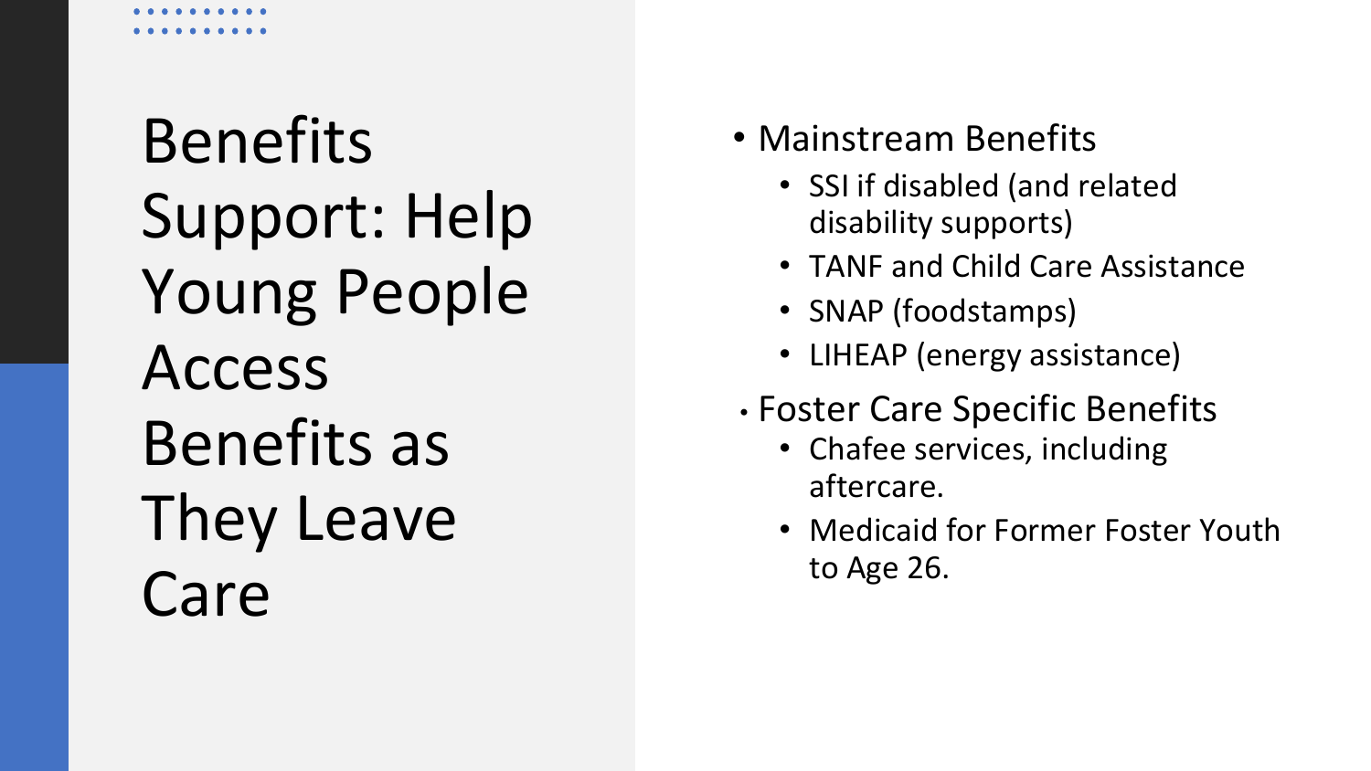# Benefits Support: Help Young People Access Benefits as They Leave Care

- Mainstream Benefits
  - SSI if disabled (and related disability supports)
  - TANF and Child Care Assistance
  - SNAP (foodstamps)
  - LIHEAP (energy assistance)
- Foster Care Specific Benefits
  - Chafee services, including aftercare.
  - Medicaid for Former Foster Youth to Age 26.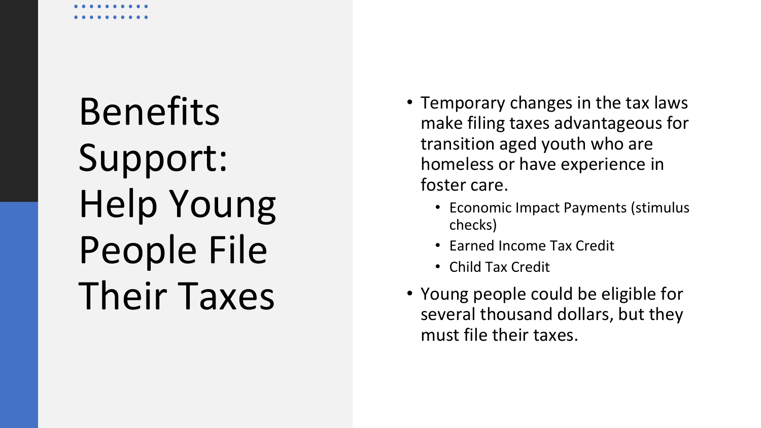# Benefits Support: Help Young People File Their Taxes

- Temporary changes in the tax laws make filing taxes advantageous for transition aged youth who are homeless or have experience in foster care.
  - Economic Impact Payments (stimulus checks)
  - Earned Income Tax Credit
  - Child Tax Credit
- Young people could be eligible for several thousand dollars, but they must file their taxes.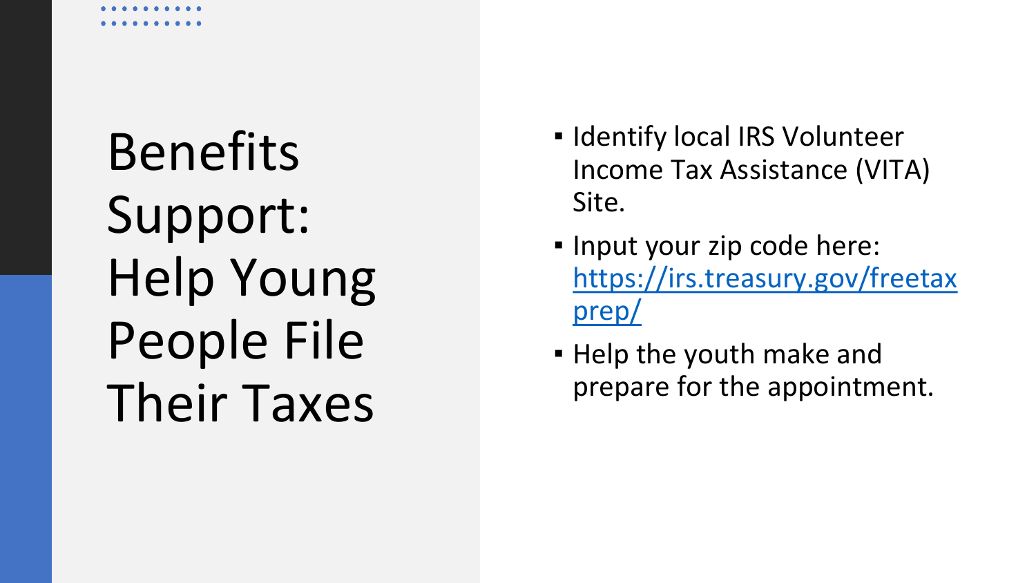# Benefits Support: Help Young People File Their Taxes

- Identify local IRS Volunteer Income Tax Assistance (VITA) Site.
- Input your zip code here: [https://irs.treasury.gov/freetaxprep/](https://irs.treasury.gov/freetaxprep/)
- Help the youth make and prepare for the appointment.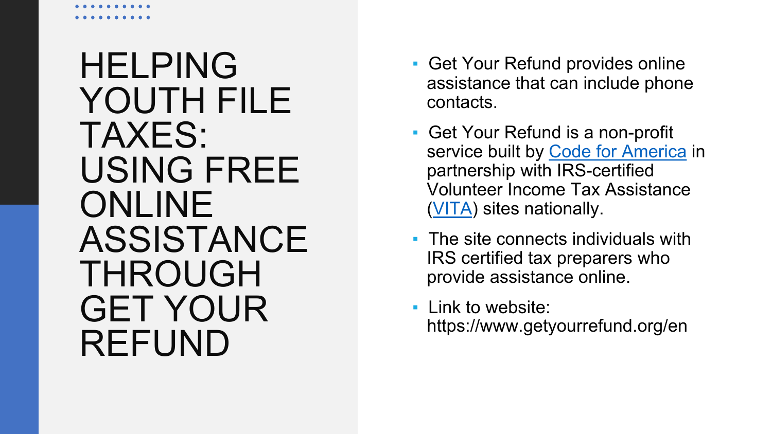# HELPING YOUTH FILE TAXES: USING FREE ONLINE ASSISTANCE THROUGH GET YOUR REFUND

- Get Your Refund provides online assistance that can include phone contacts.
- Get Your Refund is a non-profit service built by Code for America in partnership with IRS-certified Volunteer Income Tax Assistance (VITA) sites nationally.
- The site connects individuals with IRS certified tax preparers who provide assistance online.
- Link to website: https://www.getyourrefund.org/en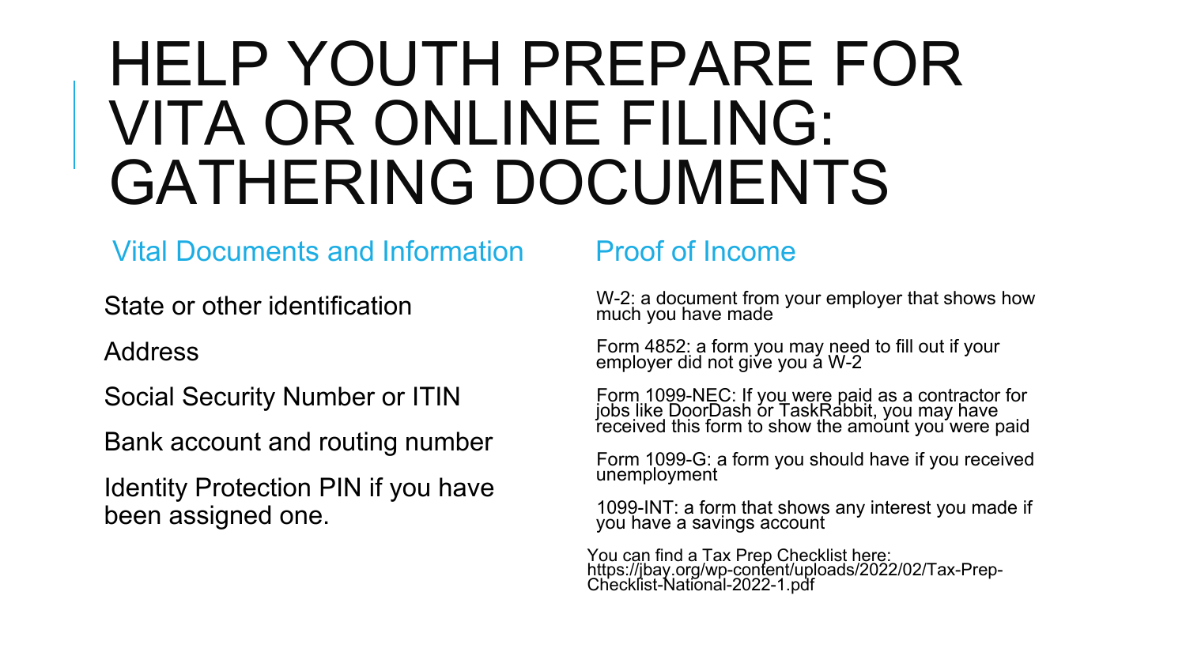# HELP YOUTH PREPARE FOR VITA OR ONLINE FILING: GATHERING DOCUMENTS

## Vital Documents and Information

State or other identification

Address

Social Security Number or ITIN

Bank account and routing number

Identity Protection PIN if you have been assigned one.

## Proof of Income

W-2: a document from your employer that shows how much you have made

Form 4852: a form you may need to fill out if your employer did not give you a W-2

Form 1099-NEC: If you were paid as a contractor for jobs like DoorDash or TaskRabbit, you may have received this form to show the amount you were paid

Form 1099-G: a form you should have if you received unemployment

1099-INT: a form that shows any interest you made if you have a savings account

You can find a Tax Prep Checklist here: https://jbay.org/wp-content/uploads/2022/02/Tax-Prep-Checklist-National-2022-1.pdf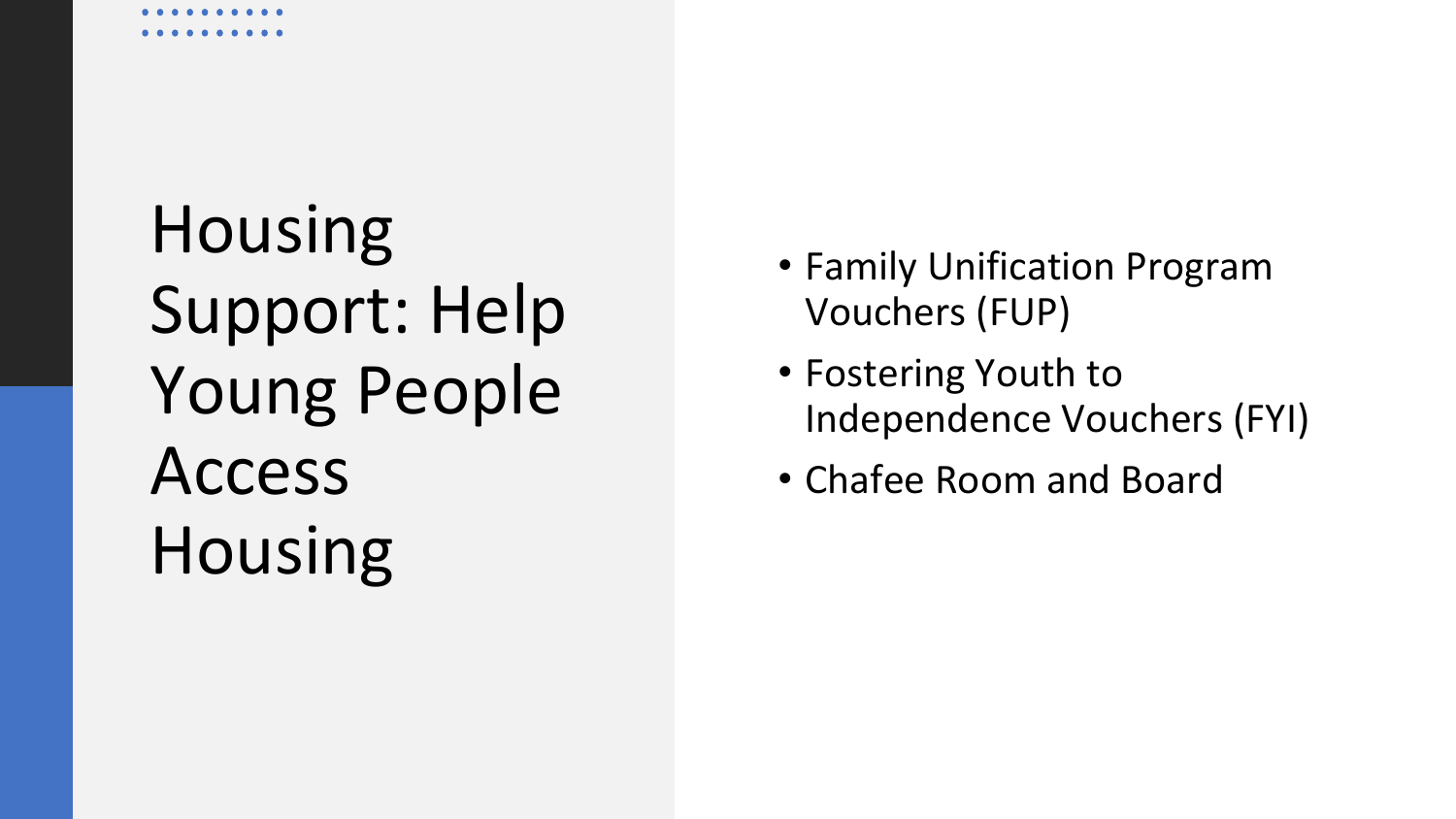# Housing Support: Help Young People Access Housing

- Family Unification Program Vouchers (FUP)
- Fostering Youth to Independence Vouchers (FYI)
- Chafee Room and Board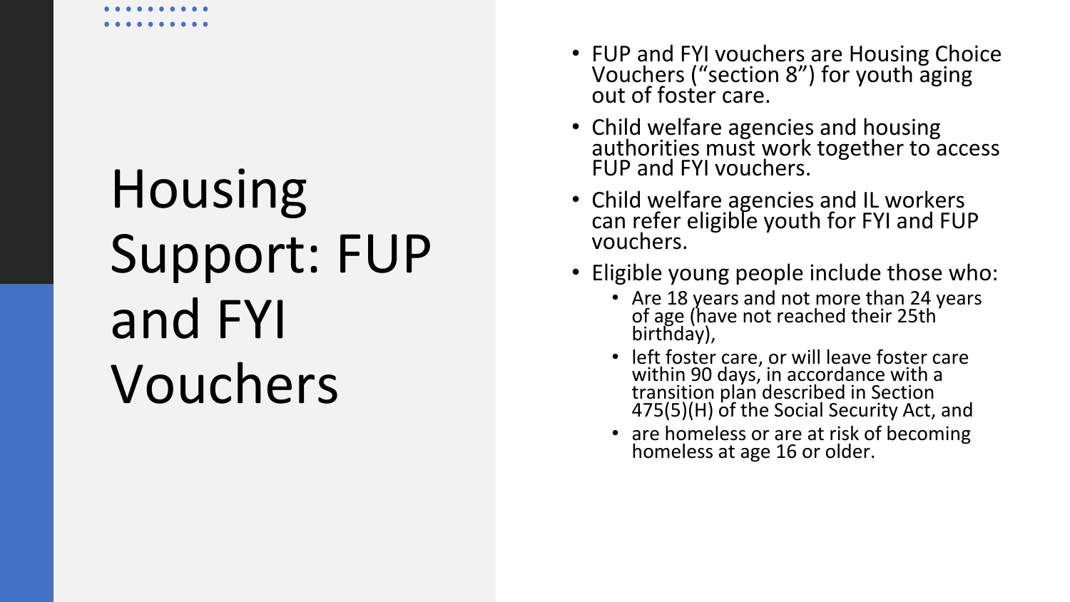# Housing Support: FUP and FYI Vouchers

- FUP and FYI vouchers are Housing Choice Vouchers ("section 8") for youth aging out of foster care.
- Child welfare agencies and housing authorities must work together to access FUP and FYI vouchers.
- Child welfare agencies and IL workers can refer eligible youth for FYI and FUP vouchers.
- Eligible young people include those who:
  - Are 18 years and not more than 24 years of age (have not reached their 25th birthday),
  - left foster care, or will leave foster care within 90 days, in accordance with a transition plan described in Section 475(5)(H) of the Social Security Act, and
  - are homeless or are at risk of becoming homeless at age 16 or older.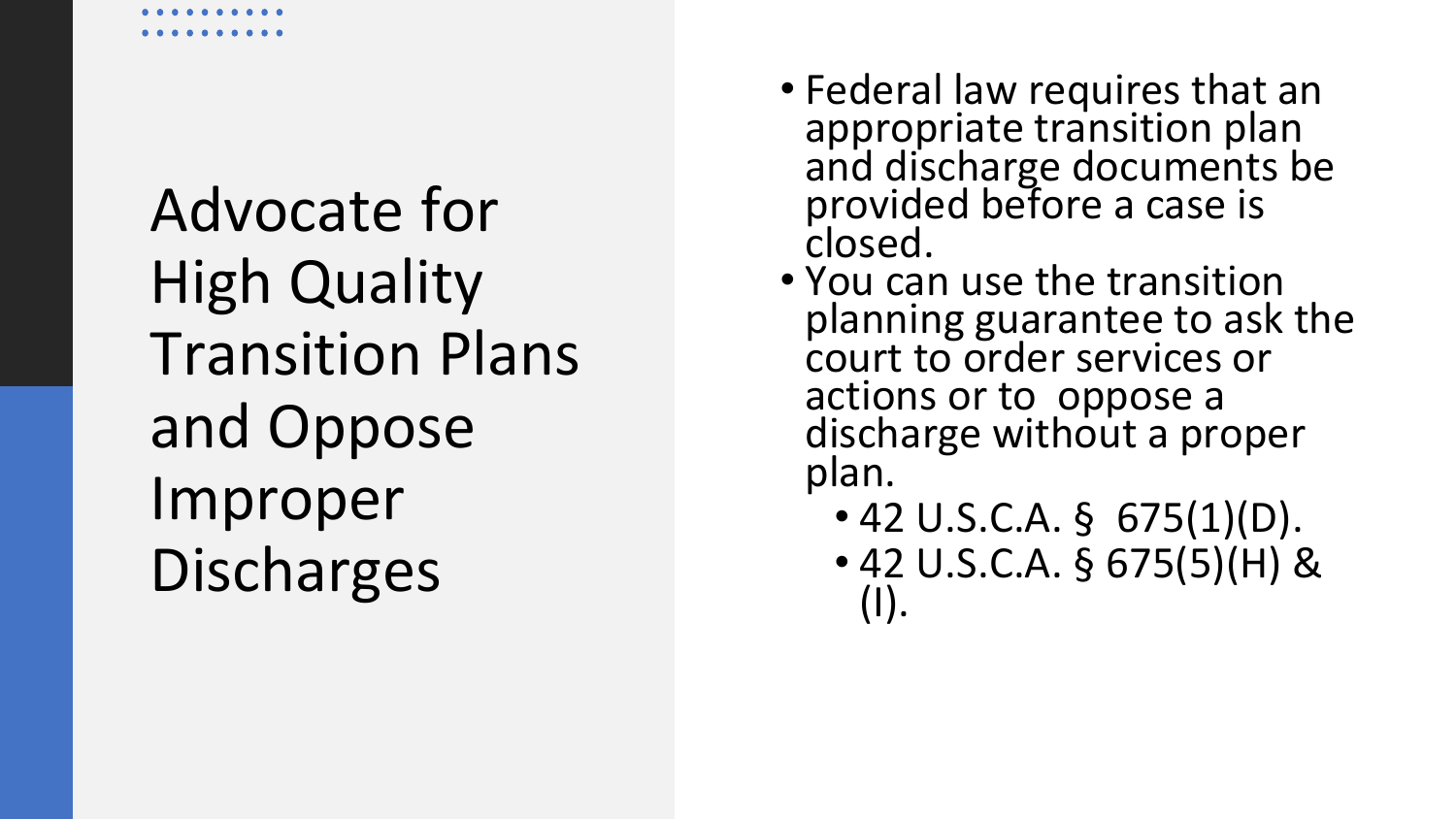# Advocate for High Quality Transition Plans and Oppose Improper Discharges

- Federal law requires that an appropriate transition plan and discharge documents be provided before a case is closed.
- You can use the transition planning guarantee to ask the court to order services or actions or to oppose a discharge without a proper plan.
  - 42 U.S.C.A. § 675(1)(D).
  - 42 U.S.C.A. § 675(5)(H) & (I).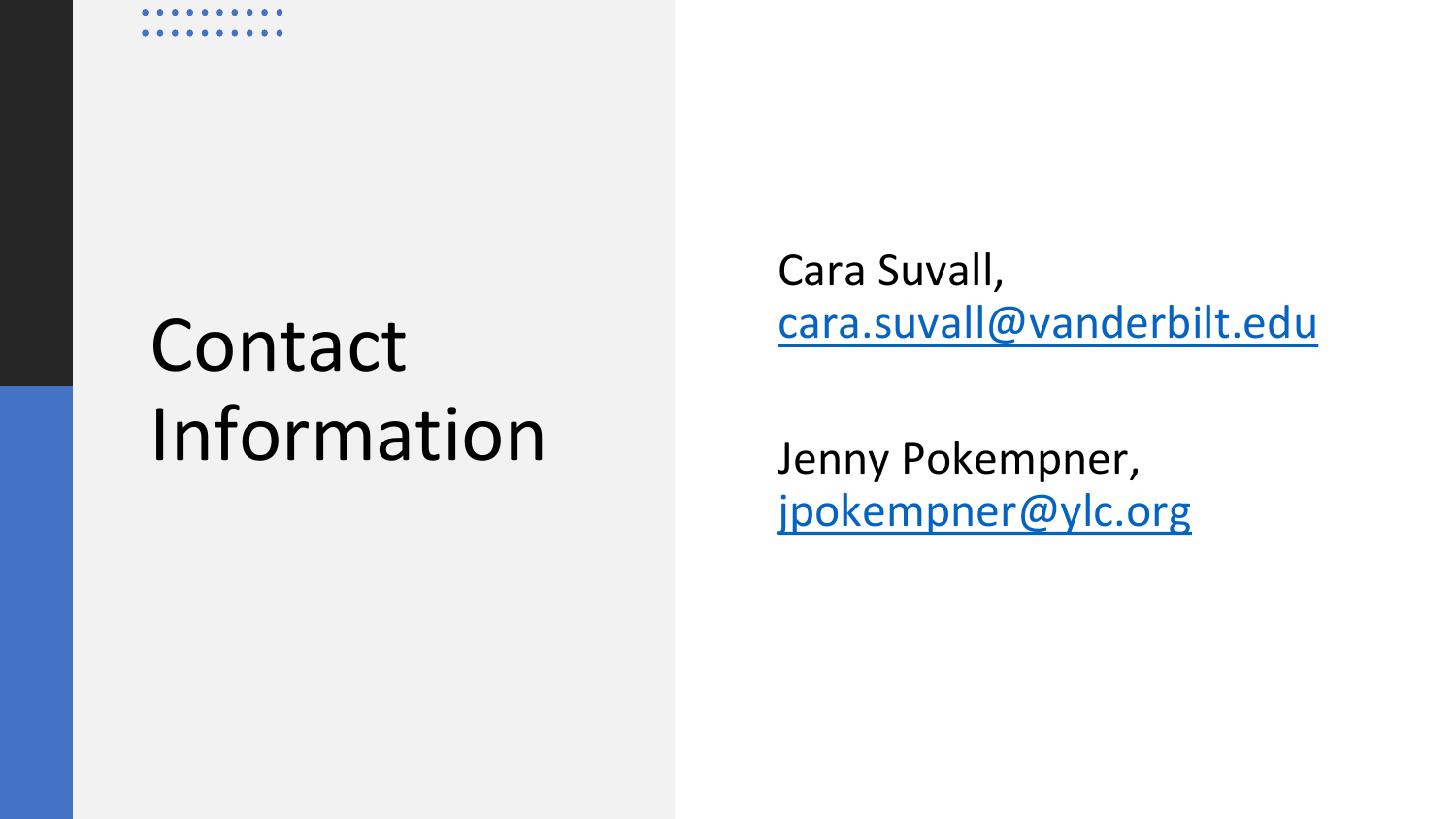# Contact Information

Cara Suvall,
cara.suvall@vanderbilt.edu

Jenny Pokempner,
jpokempner@ylc.org